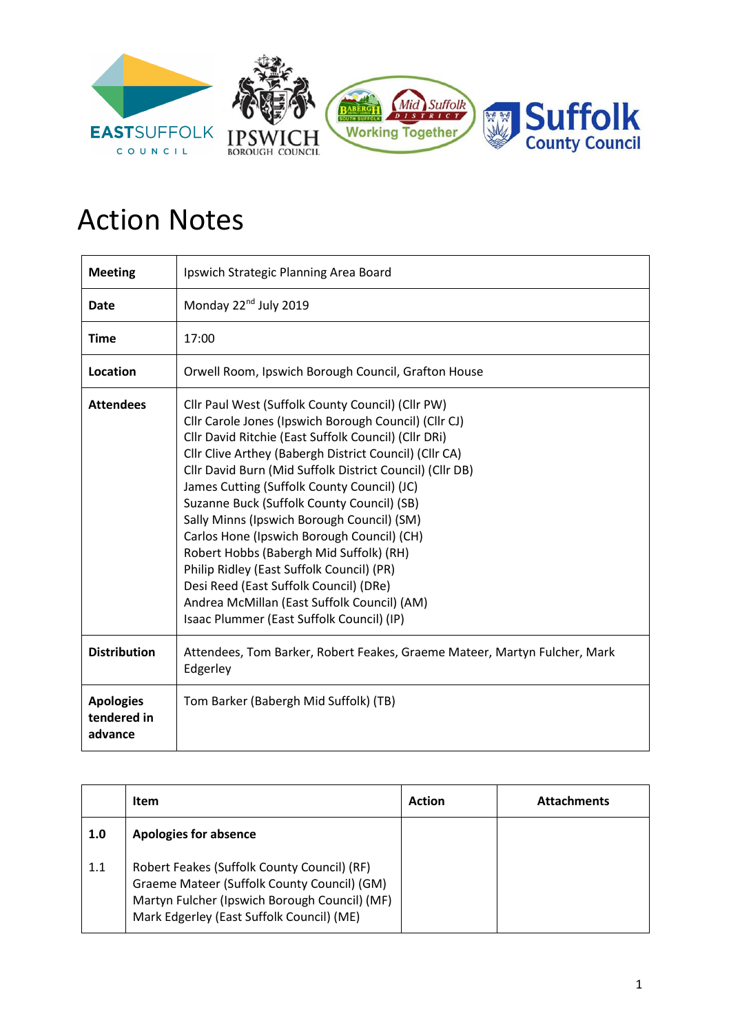# Action Notes

| | |
|---|---|
| **Meeting** | Ipswich Strategic Planning Area Board |
| **Date** | Monday 22nd July 2019 |
| **Time** | 17:00 |
| **Location** | Orwell Room, Ipswich Borough Council, Grafton House |
| **Attendees** | Cllr Paul West (Suffolk County Council) (Cllr PW)<br>Cllr Carole Jones (Ipswich Borough Council) (Cllr CJ)<br>Cllr David Ritchie (East Suffolk Council) (Cllr DRi)<br>Cllr Clive Arthey (Babergh District Council) (Cllr CA)<br>Cllr David Burn (Mid Suffolk District Council) (Cllr DB)<br>James Cutting (Suffolk County Council) (JC)<br>Suzanne Buck (Suffolk County Council) (SB)<br>Sally Minns (Ipswich Borough Council) (SM)<br>Carlos Hone (Ipswich Borough Council) (CH)<br>Robert Hobbs (Babergh Mid Suffolk) (RH)<br>Philip Ridley (East Suffolk Council) (PR)<br>Desi Reed (East Suffolk Council) (DRe)<br>Andrea McMillan (East Suffolk Council) (AM)<br>Isaac Plummer (East Suffolk Council) (IP) |
| **Distribution** | Attendees, Tom Barker, Robert Feakes, Graeme Mateer, Martyn Fulcher, Mark Edgerley |
| **Apologies tendered in advance** | Tom Barker (Babergh Mid Suffolk) (TB) |

| | Item | Action | Attachments |
|---|---|---|---|
| **1.0** | **Apologies for absence** | | |
| 1.1 | Robert Feakes (Suffolk County Council) (RF)<br>Graeme Mateer (Suffolk County Council) (GM)<br>Martyn Fulcher (Ipswich Borough Council) (MF)<br>Mark Edgerley (East Suffolk Council) (ME) | | |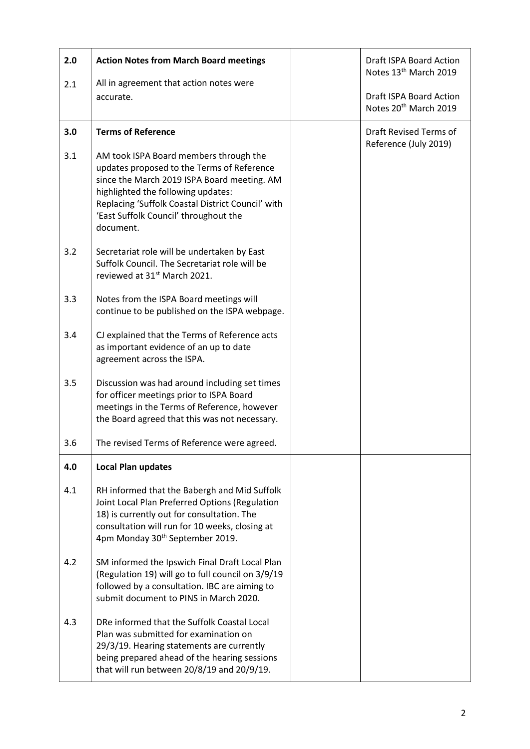| | | | |
|---|---|---|---|
| **2.0** | **Action Notes from March Board meetings** | | Draft ISPA Board Action Notes 13th March 2019 |
| 2.1 | All in agreement that action notes were accurate. | | Draft ISPA Board Action Notes 20th March 2019 |
| **3.0** | **Terms of Reference** | | Draft Revised Terms of Reference (July 2019) |
| 3.1 | AM took ISPA Board members through the updates proposed to the Terms of Reference since the March 2019 ISPA Board meeting. AM highlighted the following updates: Replacing 'Suffolk Coastal District Council' with 'East Suffolk Council' throughout the document. | | |
| 3.2 | Secretariat role will be undertaken by East Suffolk Council. The Secretariat role will be reviewed at 31st March 2021. | | |
| 3.3 | Notes from the ISPA Board meetings will continue to be published on the ISPA webpage. | | |
| 3.4 | CJ explained that the Terms of Reference acts as important evidence of an up to date agreement across the ISPA. | | |
| 3.5 | Discussion was had around including set times for officer meetings prior to ISPA Board meetings in the Terms of Reference, however the Board agreed that this was not necessary. | | |
| 3.6 | The revised Terms of Reference were agreed. | | |
| **4.0** | **Local Plan updates** | | |
| 4.1 | RH informed that the Babergh and Mid Suffolk Joint Local Plan Preferred Options (Regulation 18) is currently out for consultation. The consultation will run for 10 weeks, closing at 4pm Monday 30th September 2019. | | |
| 4.2 | SM informed the Ipswich Final Draft Local Plan (Regulation 19) will go to full council on 3/9/19 followed by a consultation. IBC are aiming to submit document to PINS in March 2020. | | |
| 4.3 | DRe informed that the Suffolk Coastal Local Plan was submitted for examination on 29/3/19. Hearing statements are currently being prepared ahead of the hearing sessions that will run between 20/8/19 and 20/9/19. | | |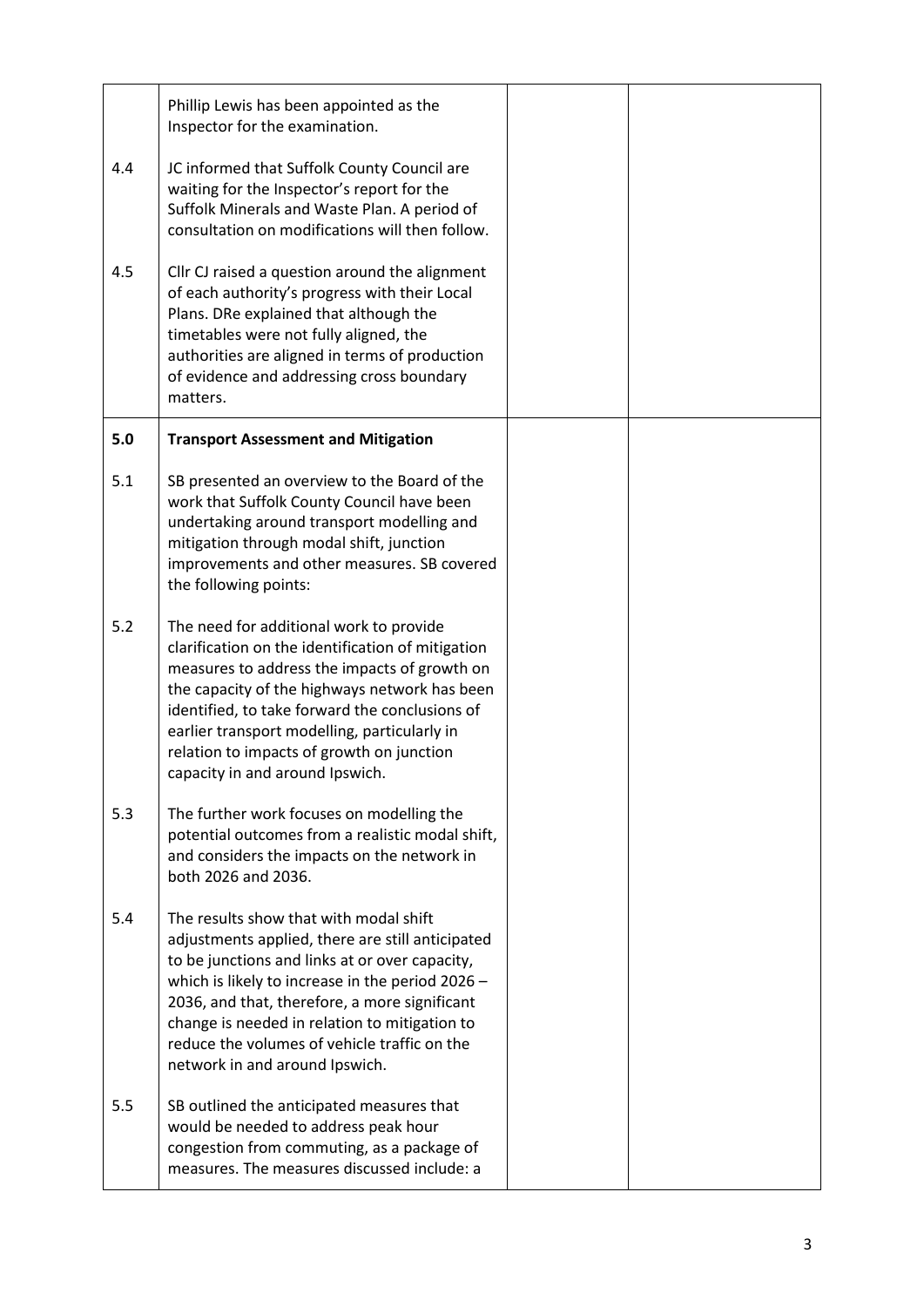| | | | |
|---|---|---|---|
| | Phillip Lewis has been appointed as the Inspector for the examination. | | |
| 4.4 | JC informed that Suffolk County Council are waiting for the Inspector's report for the Suffolk Minerals and Waste Plan. A period of consultation on modifications will then follow. | | |
| 4.5 | Cllr CJ raised a question around the alignment of each authority's progress with their Local Plans. DRe explained that although the timetables were not fully aligned, the authorities are aligned in terms of production of evidence and addressing cross boundary matters. | | |
| **5.0** | **Transport Assessment and Mitigation** | | |
| 5.1 | SB presented an overview to the Board of the work that Suffolk County Council have been undertaking around transport modelling and mitigation through modal shift, junction improvements and other measures. SB covered the following points: | | |
| 5.2 | The need for additional work to provide clarification on the identification of mitigation measures to address the impacts of growth on the capacity of the highways network has been identified, to take forward the conclusions of earlier transport modelling, particularly in relation to impacts of growth on junction capacity in and around Ipswich. | | |
| 5.3 | The further work focuses on modelling the potential outcomes from a realistic modal shift, and considers the impacts on the network in both 2026 and 2036. | | |
| 5.4 | The results show that with modal shift adjustments applied, there are still anticipated to be junctions and links at or over capacity, which is likely to increase in the period 2026 – 2036, and that, therefore, a more significant change is needed in relation to mitigation to reduce the volumes of vehicle traffic on the network in and around Ipswich. | | |
| 5.5 | SB outlined the anticipated measures that would be needed to address peak hour congestion from commuting, as a package of measures. The measures discussed include: a | | |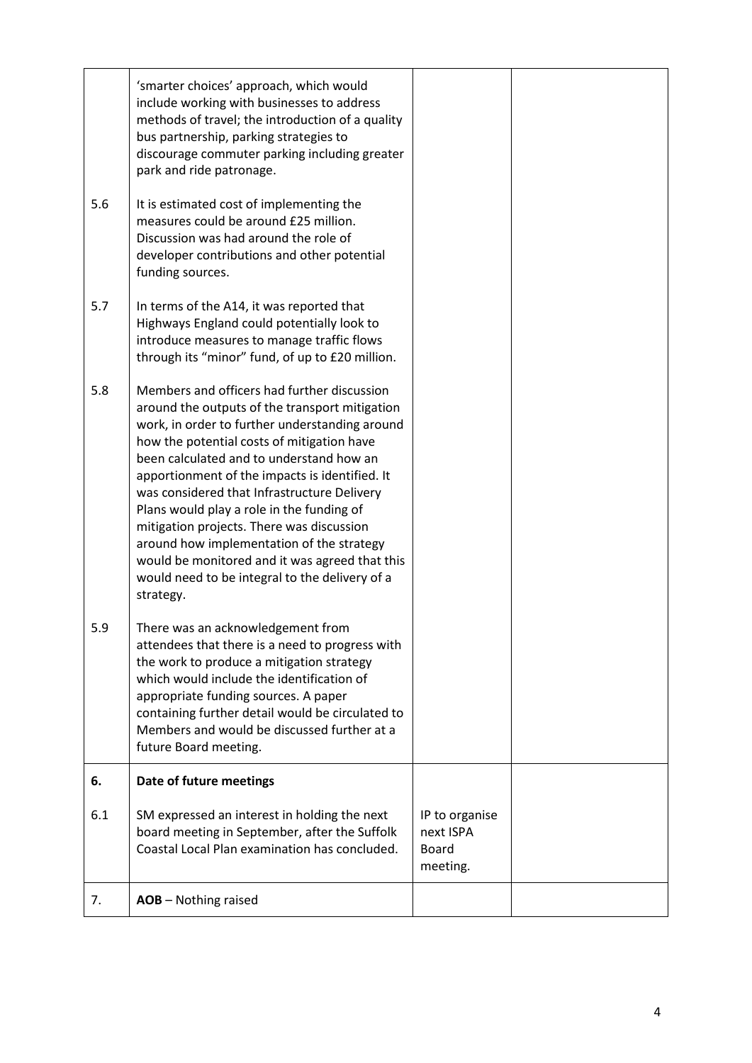| | | | |
|---|---|---|---|
| | 'smarter choices' approach, which would include working with businesses to address methods of travel; the introduction of a quality bus partnership, parking strategies to discourage commuter parking including greater park and ride patronage. | | |
| 5.6 | It is estimated cost of implementing the measures could be around £25 million. Discussion was had around the role of developer contributions and other potential funding sources. | | |
| 5.7 | In terms of the A14, it was reported that Highways England could potentially look to introduce measures to manage traffic flows through its "minor" fund, of up to £20 million. | | |
| 5.8 | Members and officers had further discussion around the outputs of the transport mitigation work, in order to further understanding around how the potential costs of mitigation have been calculated and to understand how an apportionment of the impacts is identified. It was considered that Infrastructure Delivery Plans would play a role in the funding of mitigation projects. There was discussion around how implementation of the strategy would be monitored and it was agreed that this would need to be integral to the delivery of a strategy. | | |
| 5.9 | There was an acknowledgement from attendees that there is a need to progress with the work to produce a mitigation strategy which would include the identification of appropriate funding sources. A paper containing further detail would be circulated to Members and would be discussed further at a future Board meeting. | | |
| **6.** | **Date of future meetings** | | |
| 6.1 | SM expressed an interest in holding the next board meeting in September, after the Suffolk Coastal Local Plan examination has concluded. | IP to organise next ISPA Board meeting. | |
| 7. | **AOB** – Nothing raised | | |